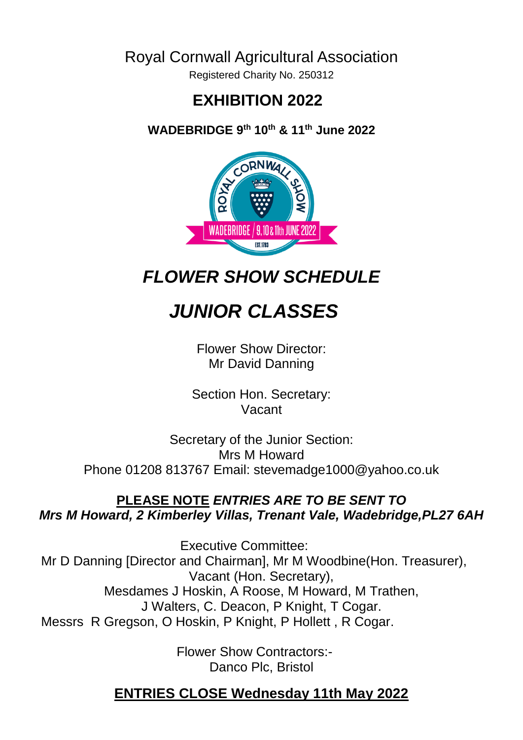Royal Cornwall Agricultural Association

Registered Charity No. 250312

# EXHIBITION 2022

**WADEBRIDGE 9th 10th & 11th June 2022**

# *FLOWER SHOW SCHEDULE*

# *JUNIOR CLASSES*

Flower Show Director:
Mr David Danning

Section Hon. Secretary:
Vacant

Secretary of the Junior Section:
Mrs M Howard
Phone 01208 813767 Email: stevemadge1000@yahoo.co.uk

**PLEASE NOTE** ***ENTRIES ARE TO BE SENT TO***
***Mrs M Howard, 2 Kimberley Villas, Trenant Vale, Wadebridge,PL27 6AH***

Executive Committee:
Mr D Danning [Director and Chairman], Mr M Woodbine(Hon. Treasurer),
Vacant (Hon. Secretary),
Mesdames J Hoskin, A Roose, M Howard, M Trathen,
J Walters, C. Deacon, P Knight, T Cogar.
Messrs R Gregson, O Hoskin, P Knight, P Hollett , R Cogar.

Flower Show Contractors:-
Danco Plc, Bristol

**ENTRIES CLOSE Wednesday 11th May 2022**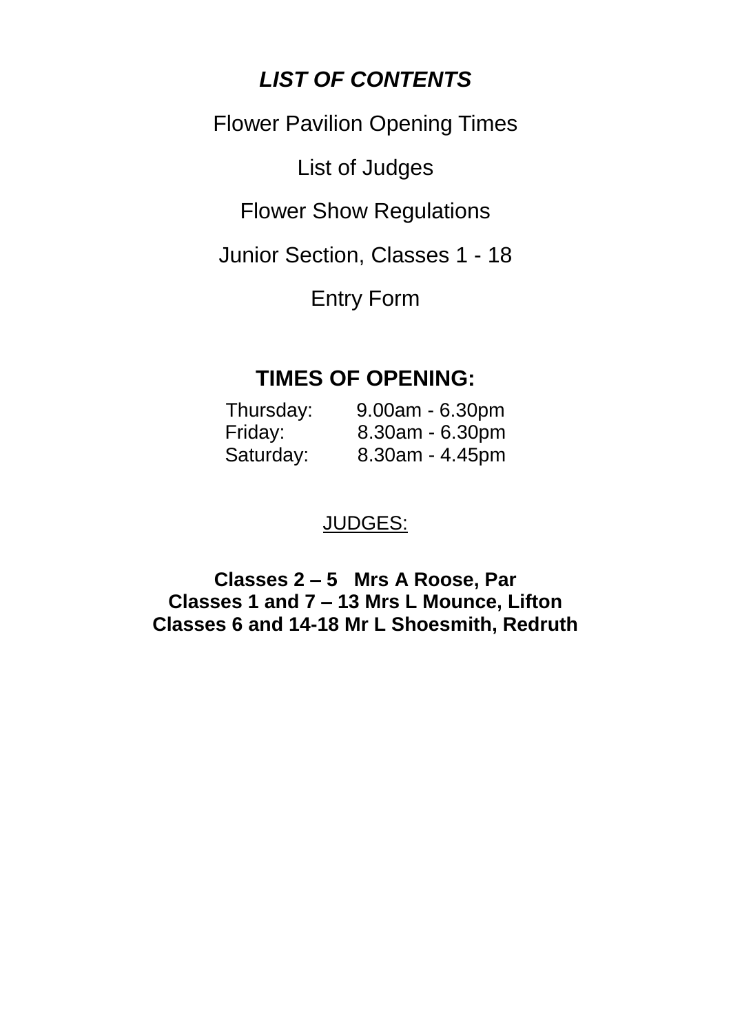## *LIST OF CONTENTS*

Flower Pavilion Opening Times

List of Judges

Flower Show Regulations

Junior Section, Classes 1 - 18

Entry Form

## TIMES OF OPENING:

| | |
|---|---|
| Thursday: | 9.00am - 6.30pm |
| Friday: | 8.30am - 6.30pm |
| Saturday: | 8.30am - 4.45pm |

<u>JUDGES:</u>

**Classes 2 – 5 Mrs A Roose, Par**
**Classes 1 and 7 – 13 Mrs L Mounce, Lifton**
**Classes 6 and 14-18 Mr L Shoesmith, Redruth**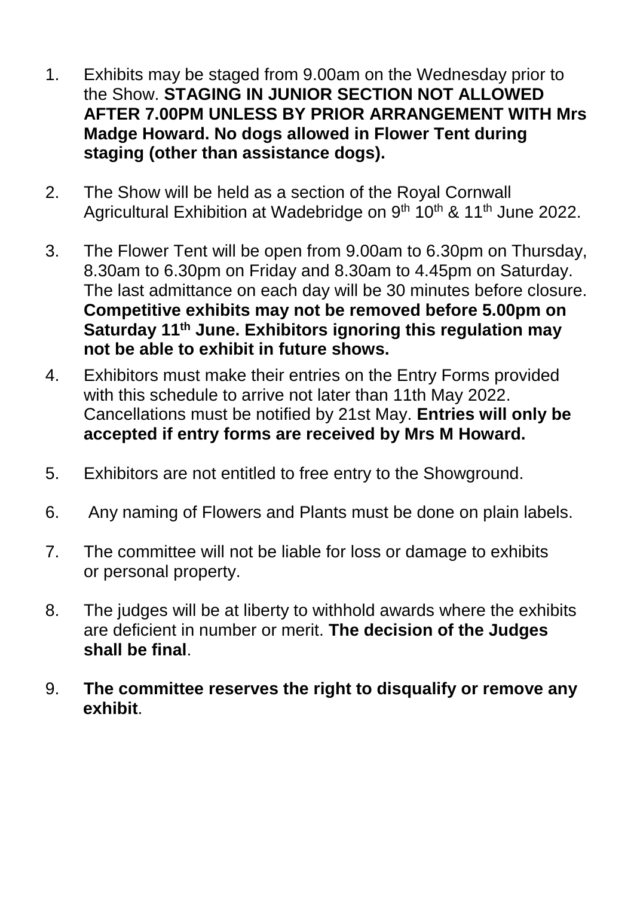1. Exhibits may be staged from 9.00am on the Wednesday prior to the Show. **STAGING IN JUNIOR SECTION NOT ALLOWED AFTER 7.00PM UNLESS BY PRIOR ARRANGEMENT WITH Mrs Madge Howard. No dogs allowed in Flower Tent during staging (other than assistance dogs).**

2. The Show will be held as a section of the Royal Cornwall Agricultural Exhibition at Wadebridge on 9th 10th & 11th June 2022.

3. The Flower Tent will be open from 9.00am to 6.30pm on Thursday, 8.30am to 6.30pm on Friday and 8.30am to 4.45pm on Saturday. The last admittance on each day will be 30 minutes before closure. **Competitive exhibits may not be removed before 5.00pm on Saturday 11th June. Exhibitors ignoring this regulation may not be able to exhibit in future shows.**

4. Exhibitors must make their entries on the Entry Forms provided with this schedule to arrive not later than 11th May 2022. Cancellations must be notified by 21st May. **Entries will only be accepted if entry forms are received by Mrs M Howard.**

5. Exhibitors are not entitled to free entry to the Showground.

6. Any naming of Flowers and Plants must be done on plain labels.

7. The committee will not be liable for loss or damage to exhibits or personal property.

8. The judges will be at liberty to withhold awards where the exhibits are deficient in number or merit. **The decision of the Judges shall be final**.

9. **The committee reserves the right to disqualify or remove any exhibit**.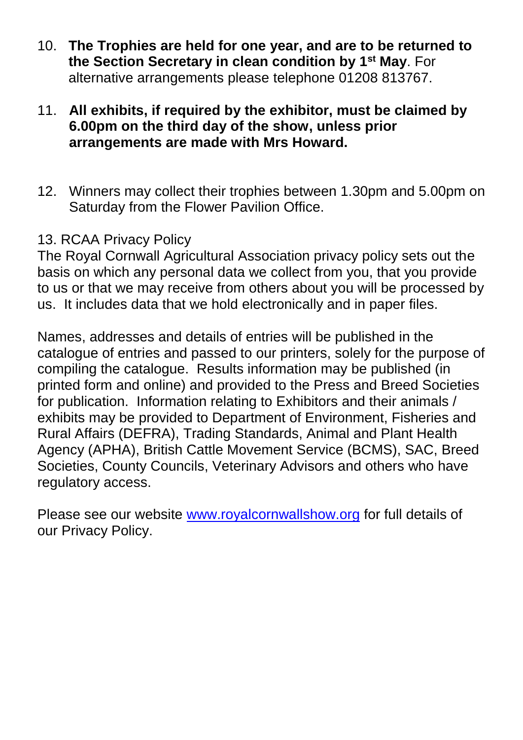10. **The Trophies are held for one year, and are to be returned to the Section Secretary in clean condition by 1st May**. For alternative arrangements please telephone 01208 813767.

11. **All exhibits, if required by the exhibitor, must be claimed by 6.00pm on the third day of the show, unless prior arrangements are made with Mrs Howard.**

12. Winners may collect their trophies between 1.30pm and 5.00pm on Saturday from the Flower Pavilion Office.

13. RCAA Privacy Policy

The Royal Cornwall Agricultural Association privacy policy sets out the basis on which any personal data we collect from you, that you provide to us or that we may receive from others about you will be processed by us. It includes data that we hold electronically and in paper files.

Names, addresses and details of entries will be published in the catalogue of entries and passed to our printers, solely for the purpose of compiling the catalogue. Results information may be published (in printed form and online) and provided to the Press and Breed Societies for publication. Information relating to Exhibitors and their animals / exhibits may be provided to Department of Environment, Fisheries and Rural Affairs (DEFRA), Trading Standards, Animal and Plant Health Agency (APHA), British Cattle Movement Service (BCMS), SAC, Breed Societies, County Councils, Veterinary Advisors and others who have regulatory access.

Please see our website [www.royalcornwallshow.org](http://www.royalcornwallshow.org) for full details of our Privacy Policy.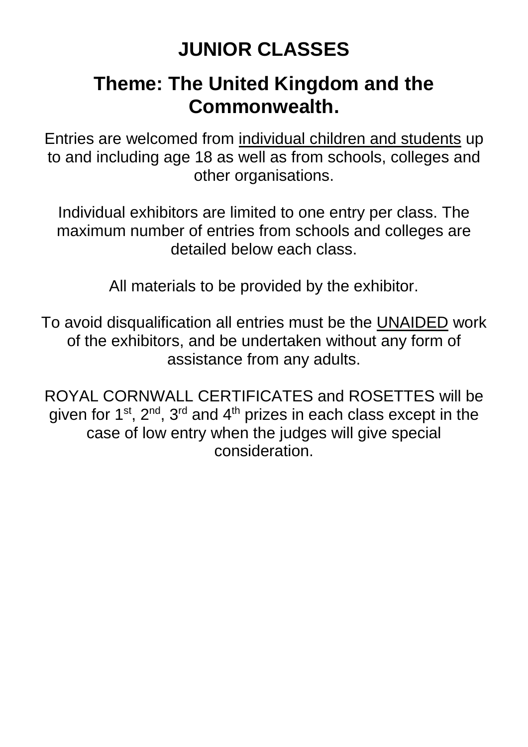# JUNIOR CLASSES

## Theme: The United Kingdom and the Commonwealth.

Entries are welcomed from individual children and students up to and including age 18 as well as from schools, colleges and other organisations.

Individual exhibitors are limited to one entry per class. The maximum number of entries from schools and colleges are detailed below each class.

All materials to be provided by the exhibitor.

To avoid disqualification all entries must be the UNAIDED work of the exhibitors, and be undertaken without any form of assistance from any adults.

ROYAL CORNWALL CERTIFICATES and ROSETTES will be given for 1st, 2nd, 3rd and 4th prizes in each class except in the case of low entry when the judges will give special consideration.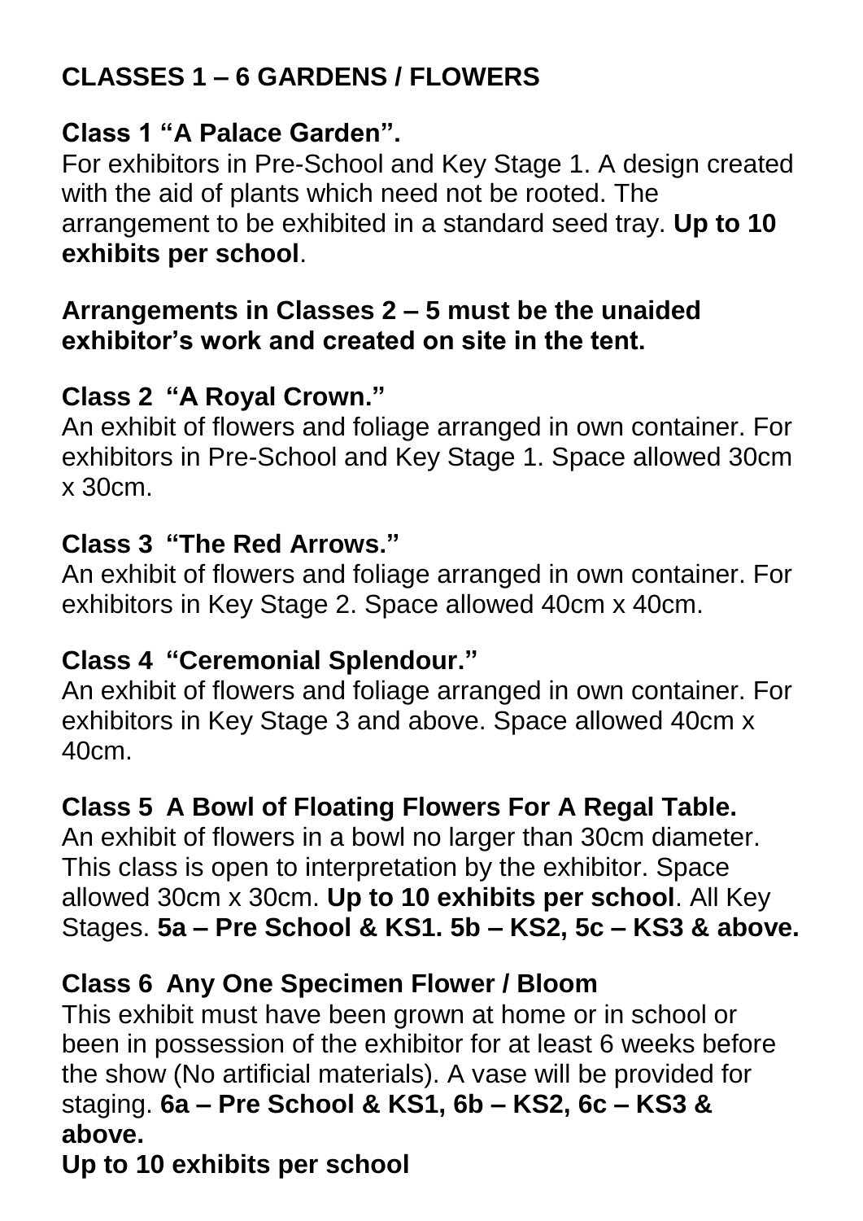## CLASSES 1 – 6 GARDENS / FLOWERS

### Class 1 "A Palace Garden".

For exhibitors in Pre-School and Key Stage 1. A design created with the aid of plants which need not be rooted. The arrangement to be exhibited in a standard seed tray. **Up to 10 exhibits per school**.

**Arrangements in Classes 2 – 5 must be the unaided exhibitor's work and created on site in the tent.**

### Class 2 "A Royal Crown."

An exhibit of flowers and foliage arranged in own container. For exhibitors in Pre-School and Key Stage 1. Space allowed 30cm x 30cm.

### Class 3 "The Red Arrows."

An exhibit of flowers and foliage arranged in own container. For exhibitors in Key Stage 2. Space allowed 40cm x 40cm.

### Class 4 "Ceremonial Splendour."

An exhibit of flowers and foliage arranged in own container. For exhibitors in Key Stage 3 and above. Space allowed 40cm x 40cm.

### Class 5 A Bowl of Floating Flowers For A Regal Table.

An exhibit of flowers in a bowl no larger than 30cm diameter. This class is open to interpretation by the exhibitor. Space allowed 30cm x 30cm. **Up to 10 exhibits per school**. All Key Stages. **5a – Pre School & KS1. 5b – KS2, 5c – KS3 & above.**

### Class 6 Any One Specimen Flower / Bloom

This exhibit must have been grown at home or in school or been in possession of the exhibitor for at least 6 weeks before the show (No artificial materials). A vase will be provided for staging. **6a – Pre School & KS1, 6b – KS2, 6c – KS3 & above.**

**Up to 10 exhibits per school**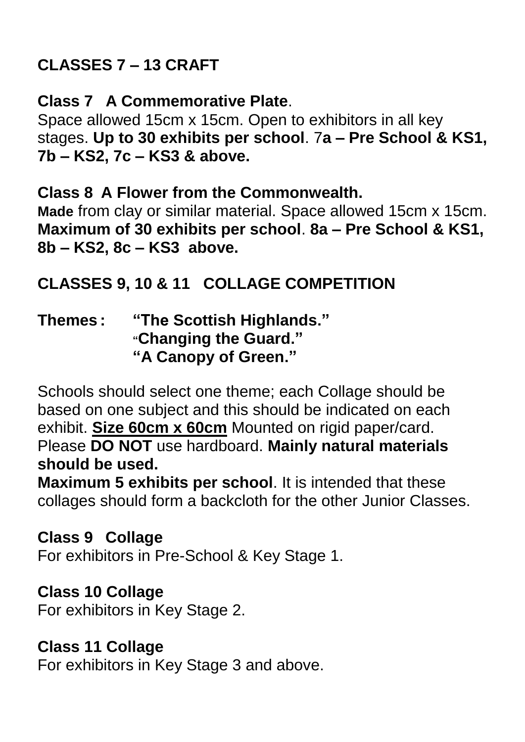## CLASSES 7 – 13 CRAFT

**Class 7 A Commemorative Plate**.
Space allowed 15cm x 15cm. Open to exhibitors in all key stages. **Up to 30 exhibits per school**. 7**a – Pre School & KS1, 7b – KS2, 7c – KS3 & above.**

**Class 8 A Flower from the Commonwealth.**
**Made** from clay or similar material. Space allowed 15cm x 15cm. **Maximum of 30 exhibits per school**. **8a – Pre School & KS1, 8b – KS2, 8c – KS3 above.**

## CLASSES 9, 10 & 11 COLLAGE COMPETITION

**Themes : "The Scottish Highlands."**
**"Changing the Guard."**
**"A Canopy of Green."**

Schools should select one theme; each Collage should be based on one subject and this should be indicated on each exhibit. **Size 60cm x 60cm** Mounted on rigid paper/card. Please **DO NOT** use hardboard. **Mainly natural materials should be used.**
**Maximum 5 exhibits per school**. It is intended that these collages should form a backcloth for the other Junior Classes.

**Class 9 Collage**
For exhibitors in Pre-School & Key Stage 1.

**Class 10 Collage**
For exhibitors in Key Stage 2.

**Class 11 Collage**
For exhibitors in Key Stage 3 and above.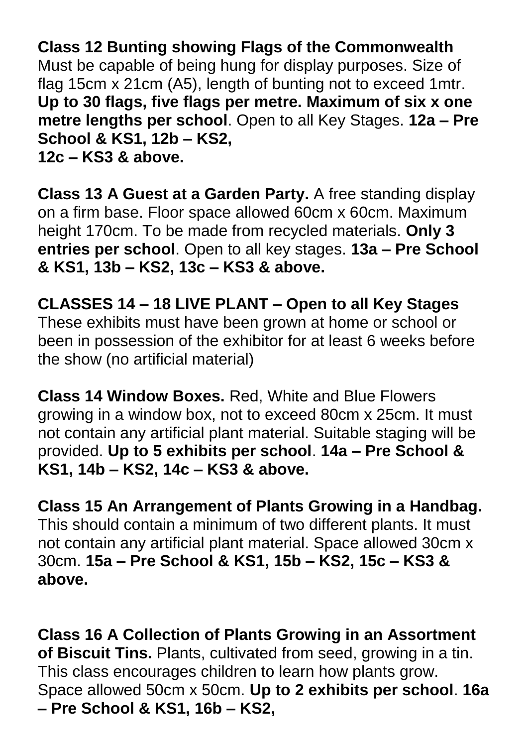**Class 12 Bunting showing Flags of the Commonwealth** Must be capable of being hung for display purposes. Size of flag 15cm x 21cm (A5), length of bunting not to exceed 1mtr. **Up to 30 flags, five flags per metre. Maximum of six x one metre lengths per school**. Open to all Key Stages. **12a – Pre School & KS1, 12b – KS2, 12c – KS3 & above.**

**Class 13 A Guest at a Garden Party.** A free standing display on a firm base. Floor space allowed 60cm x 60cm. Maximum height 170cm. To be made from recycled materials. **Only 3 entries per school**. Open to all key stages. **13a – Pre School & KS1, 13b – KS2, 13c – KS3 & above.**

**CLASSES 14 – 18 LIVE PLANT – Open to all Key Stages** These exhibits must have been grown at home or school or been in possession of the exhibitor for at least 6 weeks before the show (no artificial material)

**Class 14 Window Boxes.** Red, White and Blue Flowers growing in a window box, not to exceed 80cm x 25cm. It must not contain any artificial plant material. Suitable staging will be provided. **Up to 5 exhibits per school**. **14a – Pre School & KS1, 14b – KS2, 14c – KS3 & above.**

**Class 15 An Arrangement of Plants Growing in a Handbag.** This should contain a minimum of two different plants. It must not contain any artificial plant material. Space allowed 30cm x 30cm. **15a – Pre School & KS1, 15b – KS2, 15c – KS3 & above.**

**Class 16 A Collection of Plants Growing in an Assortment of Biscuit Tins.** Plants, cultivated from seed, growing in a tin. This class encourages children to learn how plants grow. Space allowed 50cm x 50cm. **Up to 2 exhibits per school**. **16a – Pre School & KS1, 16b – KS2,**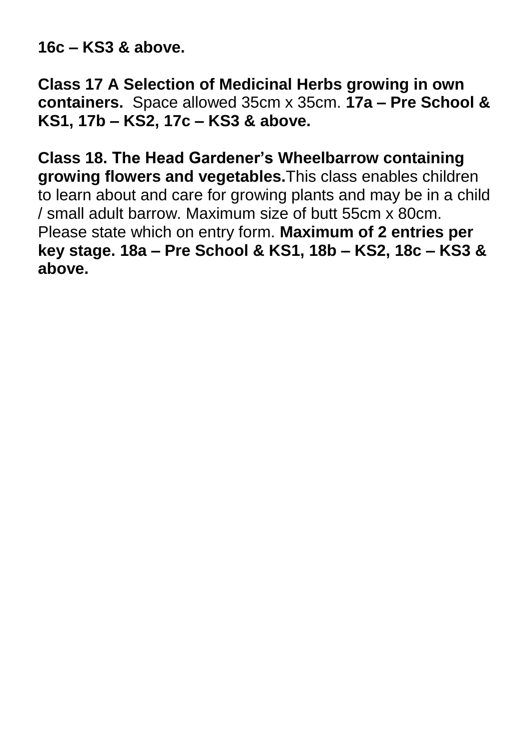**16c – KS3 & above.**

**Class 17 A Selection of Medicinal Herbs growing in own containers.** Space allowed 35cm x 35cm. **17a – Pre School & KS1, 17b – KS2, 17c – KS3 & above.**

**Class 18. The Head Gardener's Wheelbarrow containing growing flowers and vegetables.**This class enables children to learn about and care for growing plants and may be in a child / small adult barrow. Maximum size of butt 55cm x 80cm. Please state which on entry form. **Maximum of 2 entries per key stage. 18a – Pre School & KS1, 18b – KS2, 18c – KS3 & above.**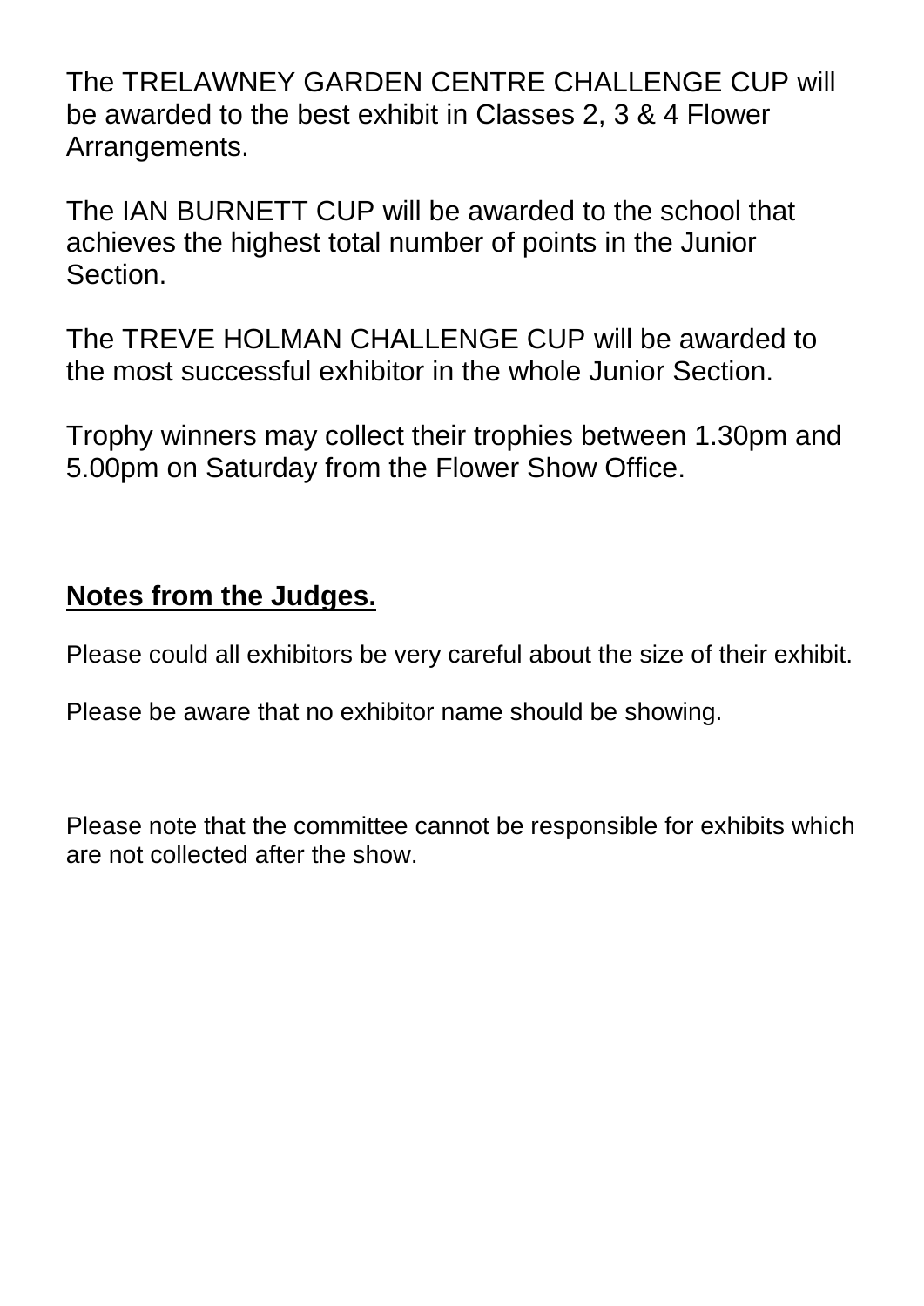The TRELAWNEY GARDEN CENTRE CHALLENGE CUP will be awarded to the best exhibit in Classes 2, 3 & 4 Flower Arrangements.

The IAN BURNETT CUP will be awarded to the school that achieves the highest total number of points in the Junior Section.

The TREVE HOLMAN CHALLENGE CUP will be awarded to the most successful exhibitor in the whole Junior Section.

Trophy winners may collect their trophies between 1.30pm and 5.00pm on Saturday from the Flower Show Office.

## **Notes from the Judges.**

Please could all exhibitors be very careful about the size of their exhibit.

Please be aware that no exhibitor name should be showing.

Please note that the committee cannot be responsible for exhibits which are not collected after the show.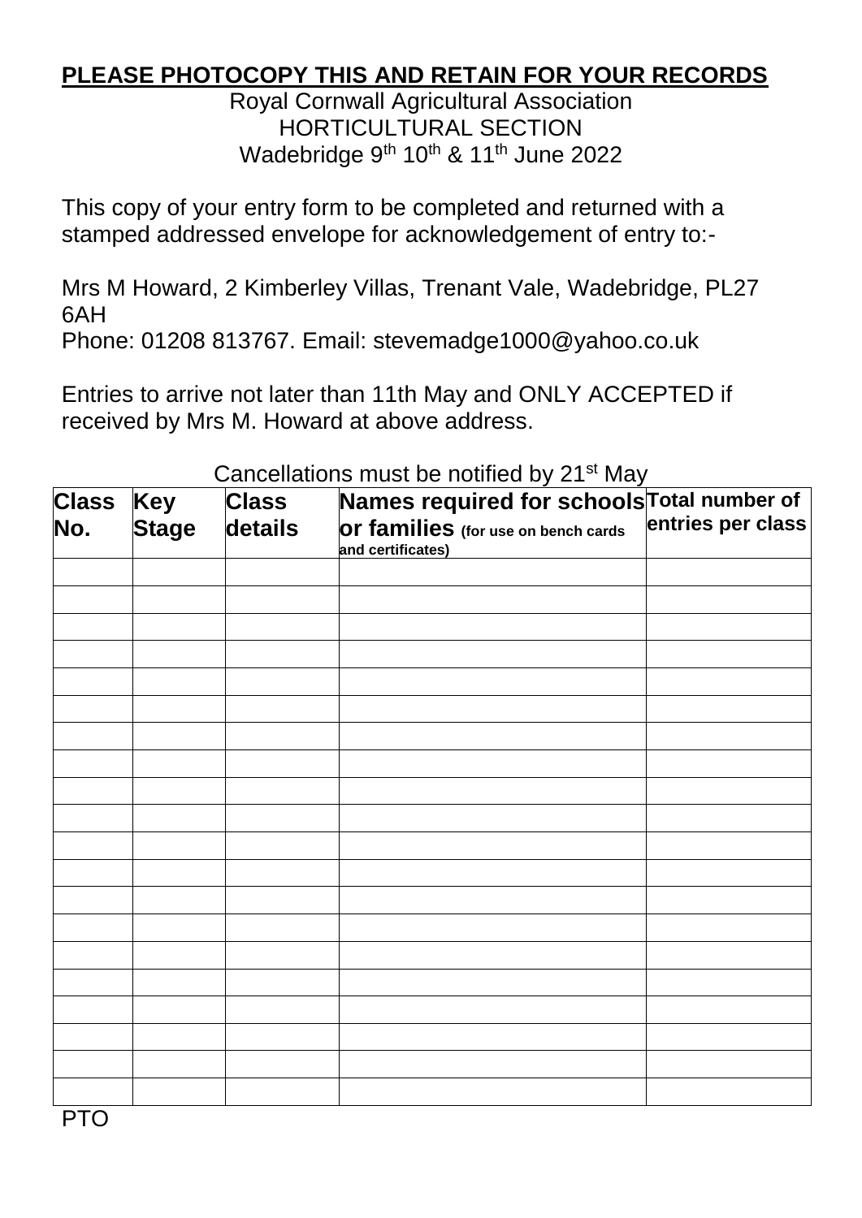**PLEASE PHOTOCOPY THIS AND RETAIN FOR YOUR RECORDS**

Royal Cornwall Agricultural Association
HORTICULTURAL SECTION
Wadebridge 9th 10th & 11th June 2022

This copy of your entry form to be completed and returned with a stamped addressed envelope for acknowledgement of entry to:-

Mrs M Howard, 2 Kimberley Villas, Trenant Vale, Wadebridge, PL27 6AH
Phone: 01208 813767. Email: stevemadge1000@yahoo.co.uk

Entries to arrive not later than 11th May and ONLY ACCEPTED if received by Mrs M. Howard at above address.

Cancellations must be notified by 21st May

| Class No. | Key Stage | Class details | Names required for schools or families (for use on bench cards and certificates) | Total number of entries per class |
|---|---|---|---|---|
| | | | | |
| | | | | |
| | | | | |
| | | | | |
| | | | | |
| | | | | |
| | | | | |
| | | | | |
| | | | | |
| | | | | |
| | | | | |
| | | | | |
| | | | | |
| | | | | |
| | | | | |
| | | | | |
| | | | | |
| | | | | |
| | | | | |
| | | | | |

PTO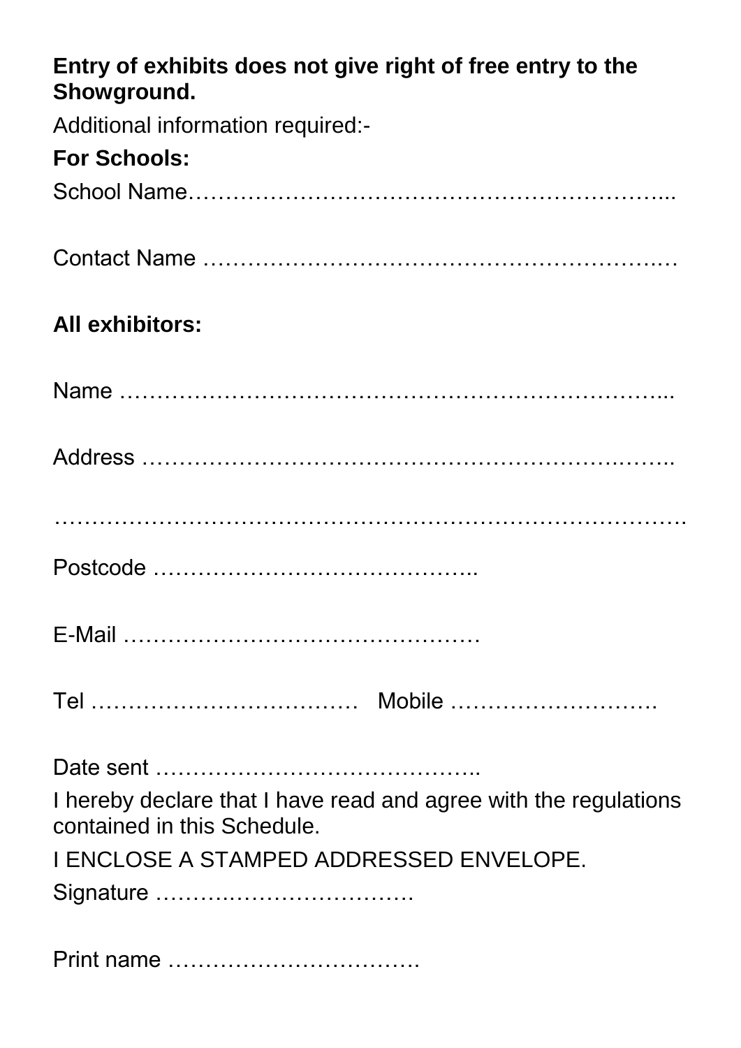**Entry of exhibits does not give right of free entry to the Showground.**

Additional information required:-

**For Schools:**

School Name………………………………………………………...

Contact Name ………………………………………………….…

**All exhibitors:**

Name ………………………………………………………………...

Address …………………………………………………….……..

……………………………………………………………………….

Postcode …………………………………..

E-Mail …………………………………………

Tel ………………………………  Mobile ……………………….

Date sent ……………………………………..

I hereby declare that I have read and agree with the regulations contained in this Schedule.

I ENCLOSE A STAMPED ADDRESSED ENVELOPE.

Signature ……….……………………

Print name …………………………….